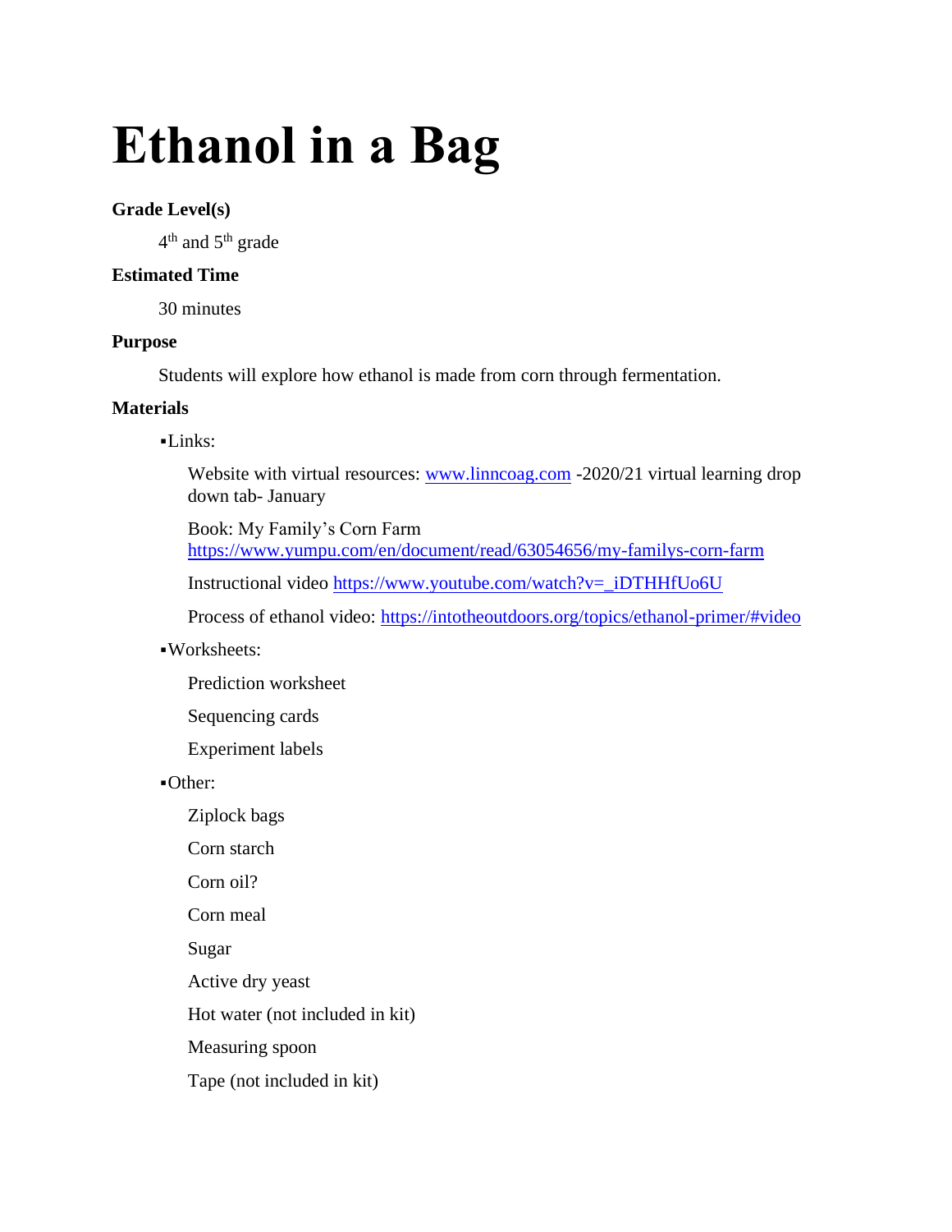# Ethanol in a Bag

**Grade Level(s)**

4th and 5th grade

**Estimated Time**

30 minutes

**Purpose**

Students will explore how ethanol is made from corn through fermentation.

**Materials**

▪Links:

Website with virtual resources: www.linncoag.com -2020/21 virtual learning drop down tab- January

Book: My Family's Corn Farm https://www.yumpu.com/en/document/read/63054656/my-familys-corn-farm

Instructional video https://www.youtube.com/watch?v=_iDTHHfUo6U

Process of ethanol video: https://intotheoutdoors.org/topics/ethanol-primer/#video

▪Worksheets:

Prediction worksheet

Sequencing cards

Experiment labels

▪Other:

Ziplock bags

Corn starch

Corn oil?

Corn meal

Sugar

Active dry yeast

Hot water (not included in kit)

Measuring spoon

Tape (not included in kit)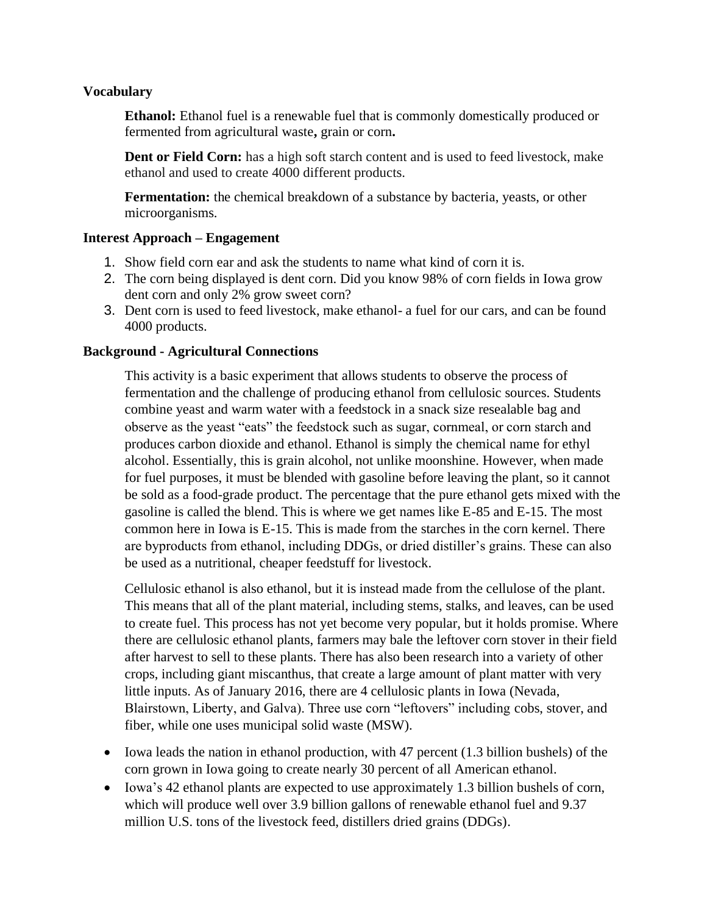### Vocabulary

**Ethanol:** Ethanol fuel is a renewable fuel that is commonly domestically produced or fermented from agricultural waste**,** grain or corn**.**

**Dent or Field Corn:** has a high soft starch content and is used to feed livestock, make ethanol and used to create 4000 different products.

**Fermentation:** the chemical breakdown of a substance by bacteria, yeasts, or other microorganisms.

### Interest Approach – Engagement

1. Show field corn ear and ask the students to name what kind of corn it is.
2. The corn being displayed is dent corn. Did you know 98% of corn fields in Iowa grow dent corn and only 2% grow sweet corn?
3. Dent corn is used to feed livestock, make ethanol- a fuel for our cars, and can be found 4000 products.

### Background - Agricultural Connections

This activity is a basic experiment that allows students to observe the process of fermentation and the challenge of producing ethanol from cellulosic sources. Students combine yeast and warm water with a feedstock in a snack size resealable bag and observe as the yeast "eats" the feedstock such as sugar, cornmeal, or corn starch and produces carbon dioxide and ethanol. Ethanol is simply the chemical name for ethyl alcohol. Essentially, this is grain alcohol, not unlike moonshine. However, when made for fuel purposes, it must be blended with gasoline before leaving the plant, so it cannot be sold as a food-grade product. The percentage that the pure ethanol gets mixed with the gasoline is called the blend. This is where we get names like E-85 and E-15. The most common here in Iowa is E-15. This is made from the starches in the corn kernel. There are byproducts from ethanol, including DDGs, or dried distiller's grains. These can also be used as a nutritional, cheaper feedstuff for livestock.

Cellulosic ethanol is also ethanol, but it is instead made from the cellulose of the plant. This means that all of the plant material, including stems, stalks, and leaves, can be used to create fuel. This process has not yet become very popular, but it holds promise. Where there are cellulosic ethanol plants, farmers may bale the leftover corn stover in their field after harvest to sell to these plants. There has also been research into a variety of other crops, including giant miscanthus, that create a large amount of plant matter with very little inputs. As of January 2016, there are 4 cellulosic plants in Iowa (Nevada, Blairstown, Liberty, and Galva). Three use corn "leftovers" including cobs, stover, and fiber, while one uses municipal solid waste (MSW).

- Iowa leads the nation in ethanol production, with 47 percent (1.3 billion bushels) of the corn grown in Iowa going to create nearly 30 percent of all American ethanol.
- Iowa's 42 ethanol plants are expected to use approximately 1.3 billion bushels of corn, which will produce well over 3.9 billion gallons of renewable ethanol fuel and 9.37 million U.S. tons of the livestock feed, distillers dried grains (DDGs).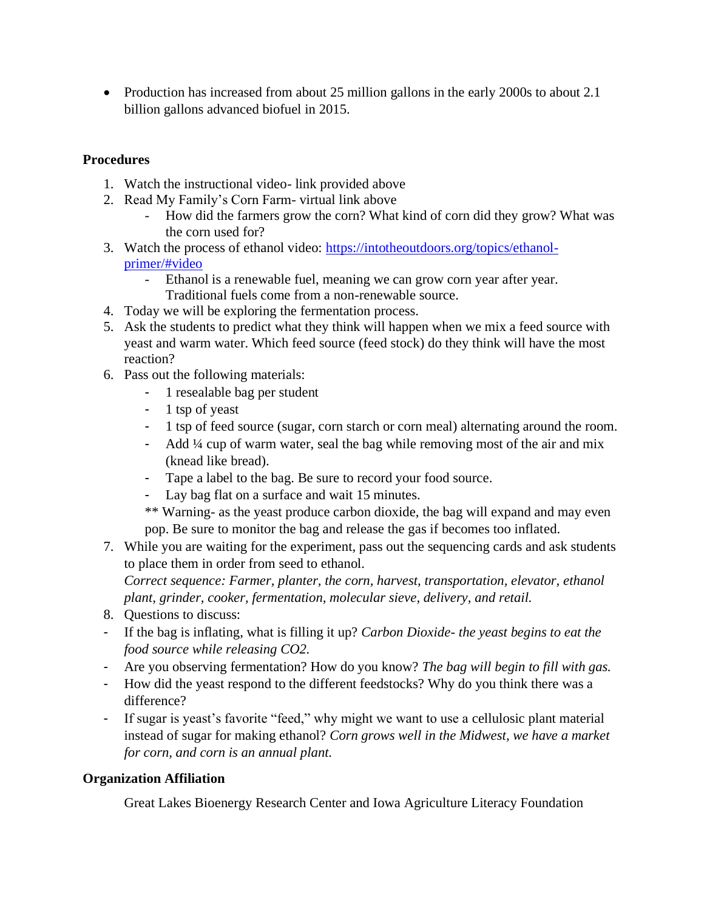- Production has increased from about 25 million gallons in the early 2000s to about 2.1 billion gallons advanced biofuel in 2015.

**Procedures**

1. Watch the instructional video- link provided above
2. Read My Family's Corn Farm- virtual link above
   - How did the farmers grow the corn? What kind of corn did they grow? What was the corn used for?
3. Watch the process of ethanol video: [https://intotheoutdoors.org/topics/ethanol-primer/#video](https://intotheoutdoors.org/topics/ethanol-primer/#video)
   - Ethanol is a renewable fuel, meaning we can grow corn year after year. Traditional fuels come from a non-renewable source.
4. Today we will be exploring the fermentation process.
5. Ask the students to predict what they think will happen when we mix a feed source with yeast and warm water. Which feed source (feed stock) do they think will have the most reaction?
6. Pass out the following materials:
   - 1 resealable bag per student
   - 1 tsp of yeast
   - 1 tsp of feed source (sugar, corn starch or corn meal) alternating around the room.
   - Add ¼ cup of warm water, seal the bag while removing most of the air and mix (knead like bread).
   - Tape a label to the bag. Be sure to record your food source.
   - Lay bag flat on a surface and wait 15 minutes.

   ** Warning- as the yeast produce carbon dioxide, the bag will expand and may even pop. Be sure to monitor the bag and release the gas if becomes too inflated.
7. While you are waiting for the experiment, pass out the sequencing cards and ask students to place them in order from seed to ethanol.
   *Correct sequence: Farmer, planter, the corn, harvest, transportation, elevator, ethanol plant, grinder, cooker, fermentation, molecular sieve, delivery, and retail.*
8. Questions to discuss:

- If the bag is inflating, what is filling it up? *Carbon Dioxide- the yeast begins to eat the food source while releasing CO2.*
- Are you observing fermentation? How do you know? *The bag will begin to fill with gas.*
- How did the yeast respond to the different feedstocks? Why do you think there was a difference?
- If sugar is yeast's favorite "feed," why might we want to use a cellulosic plant material instead of sugar for making ethanol? *Corn grows well in the Midwest, we have a market for corn, and corn is an annual plant.*

**Organization Affiliation**

Great Lakes Bioenergy Research Center and Iowa Agriculture Literacy Foundation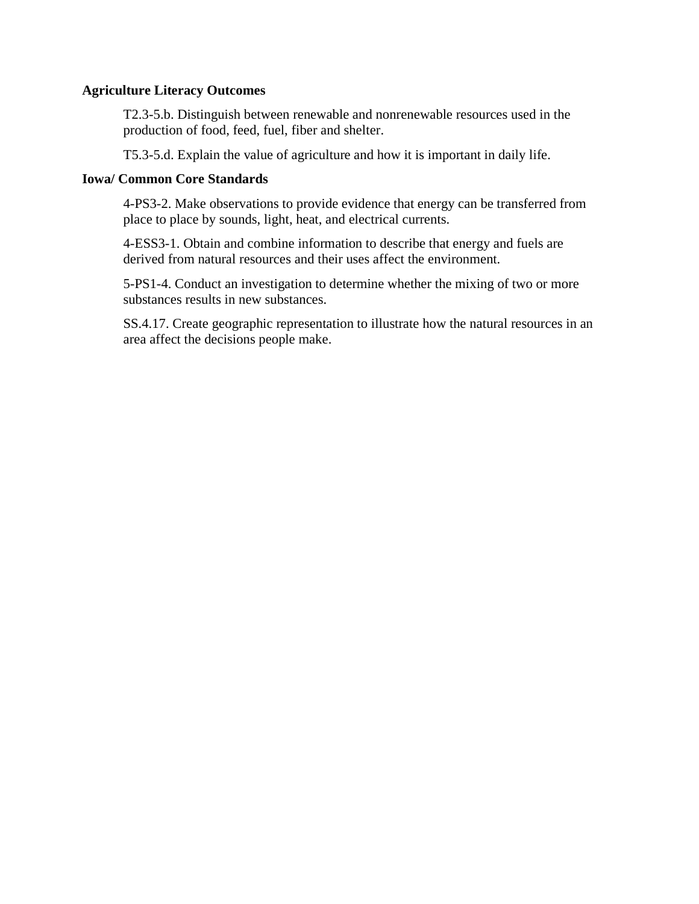**Agriculture Literacy Outcomes**

T2.3-5.b. Distinguish between renewable and nonrenewable resources used in the production of food, feed, fuel, fiber and shelter.

T5.3-5.d. Explain the value of agriculture and how it is important in daily life.

**Iowa/ Common Core Standards**

4-PS3-2. Make observations to provide evidence that energy can be transferred from place to place by sounds, light, heat, and electrical currents.

4-ESS3-1. Obtain and combine information to describe that energy and fuels are derived from natural resources and their uses affect the environment.

5-PS1-4. Conduct an investigation to determine whether the mixing of two or more substances results in new substances.

SS.4.17. Create geographic representation to illustrate how the natural resources in an area affect the decisions people make.